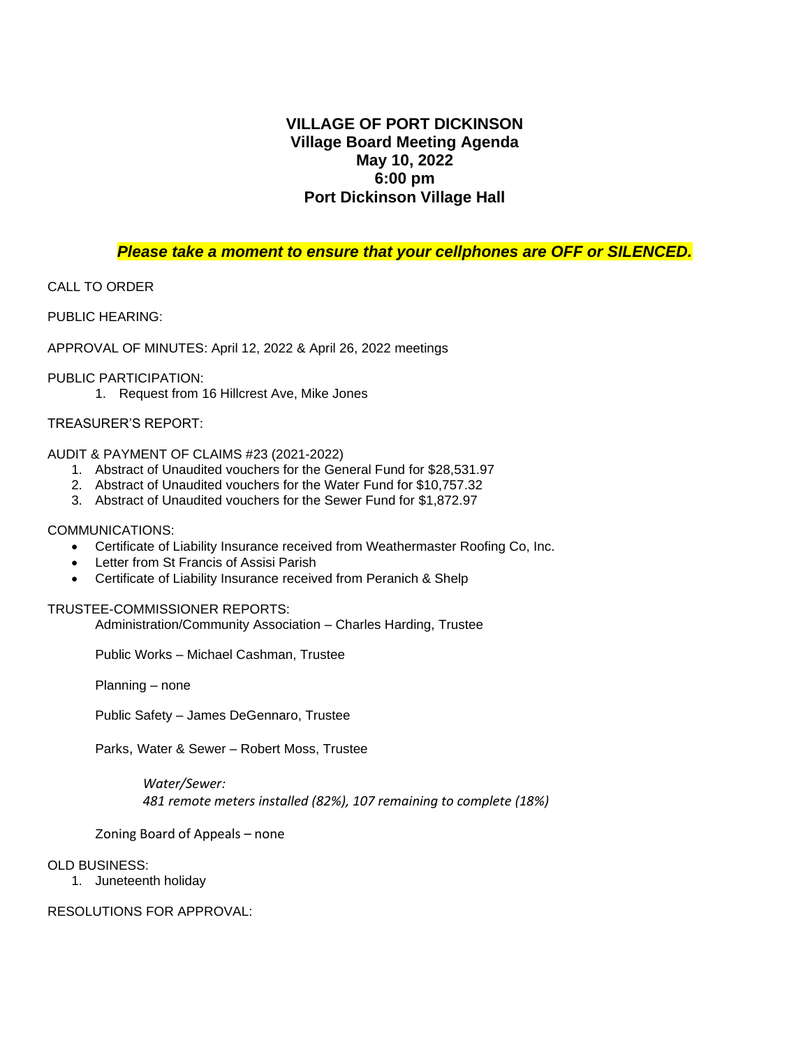# VILLAGE OF PORT DICKINSON
## Village Board Meeting Agenda
## May 10, 2022
## 6:00 pm
## Port Dickinson Village Hall

***Please take a moment to ensure that your cellphones are OFF or SILENCED.***

CALL TO ORDER

PUBLIC HEARING:

APPROVAL OF MINUTES: April 12, 2022 & April 26, 2022 meetings

PUBLIC PARTICIPATION:

1. Request from 16 Hillcrest Ave, Mike Jones

TREASURER'S REPORT:

AUDIT & PAYMENT OF CLAIMS #23 (2021-2022)

1. Abstract of Unaudited vouchers for the General Fund for $28,531.97
2. Abstract of Unaudited vouchers for the Water Fund for $10,757.32
3. Abstract of Unaudited vouchers for the Sewer Fund for $1,872.97

COMMUNICATIONS:

- Certificate of Liability Insurance received from Weathermaster Roofing Co, Inc.
- Letter from St Francis of Assisi Parish
- Certificate of Liability Insurance received from Peranich & Shelp

TRUSTEE-COMMISSIONER REPORTS:

Administration/Community Association – Charles Harding, Trustee

Public Works – Michael Cashman, Trustee

Planning – none

Public Safety – James DeGennaro, Trustee

Parks, Water & Sewer – Robert Moss, Trustee

*Water/Sewer:*
*481 remote meters installed (82%), 107 remaining to complete (18%)*

Zoning Board of Appeals – none

OLD BUSINESS:

1. Juneteenth holiday

RESOLUTIONS FOR APPROVAL: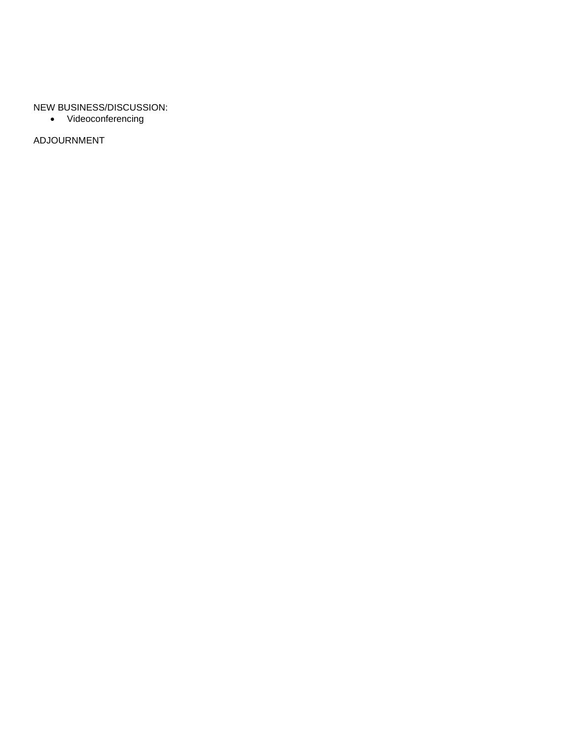NEW BUSINESS/DISCUSSION:

- Videoconferencing

ADJOURNMENT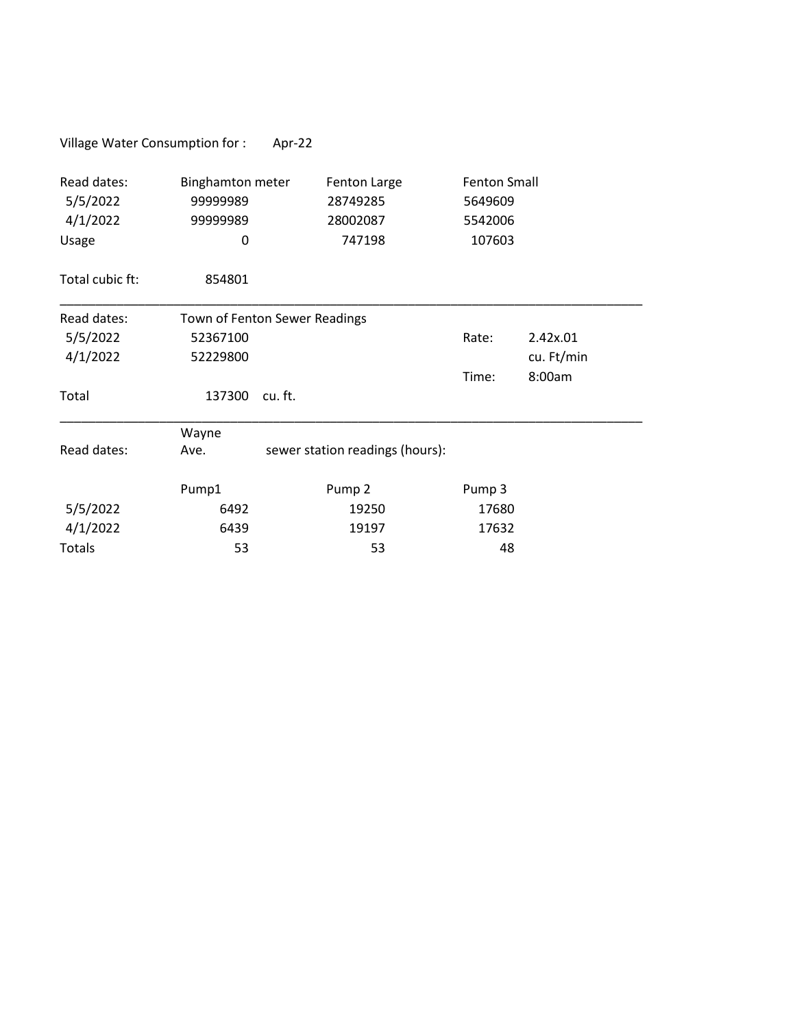Village Water Consumption for : Apr-22

| Read dates: | Binghamton meter | Fenton Large | Fenton Small |
|---|---|---|---|
| 5/5/2022 | 99999989 | 28749285 | 5649609 |
| 4/1/2022 | 99999989 | 28002087 | 5542006 |
| Usage | 0 | 747198 | 107603 |

Total cubic ft: 854801

---

| Read dates: | Town of Fenton Sewer Readings | | | |
|---|---|---|---|---|
| 5/5/2022 | 52367100 | | Rate: | 2.42x.01 |
| 4/1/2022 | 52229800 | | | cu. Ft/min |
| | | | Time: | 8:00am |
| Total | 137300 | cu. ft. | | |

---

| Read dates: | Wayne Ave. sewer station readings (hours): | | |
|---|---|---|---|
| | Pump1 | Pump 2 | Pump 3 |
| 5/5/2022 | 6492 | 19250 | 17680 |
| 4/1/2022 | 6439 | 19197 | 17632 |
| Totals | 53 | 53 | 48 |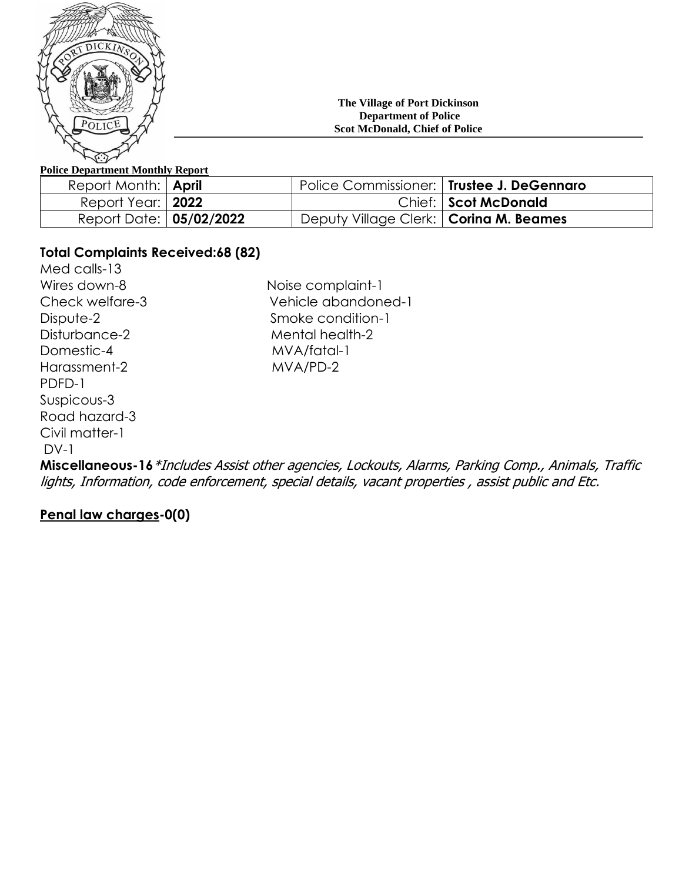**The Village of Port Dickinson**
**Department of Police**
**Scot McDonald, Chief of Police**

**Police Department Monthly Report**

| Report Month: | **April** | Police Commissioner: | **Trustee J. DeGennaro** |
|---|---|---|---|
| Report Year: | **2022** | Chief: | **Scot McDonald** |
| Report Date: | **05/02/2022** | Deputy Village Clerk: | **Corina M. Beames** |

**Total Complaints Received:68 (82)**

Med calls-13
Wires down-8
Check welfare-3
Dispute-2
Disturbance-2
Domestic-4
Harassment-2
PDFD-1
Suspicous-3
Road hazard-3
Civil matter-1
DV-1

Noise complaint-1
Vehicle abandoned-1
Smoke condition-1
Mental health-2
MVA/fatal-1
MVA/PD-2

**Miscellaneous-16** *\*Includes Assist other agencies, Lockouts, Alarms, Parking Comp., Animals, Traffic lights, Information, code enforcement, special details, vacant properties , assist public and Etc.*

**Penal law charges-0(0)**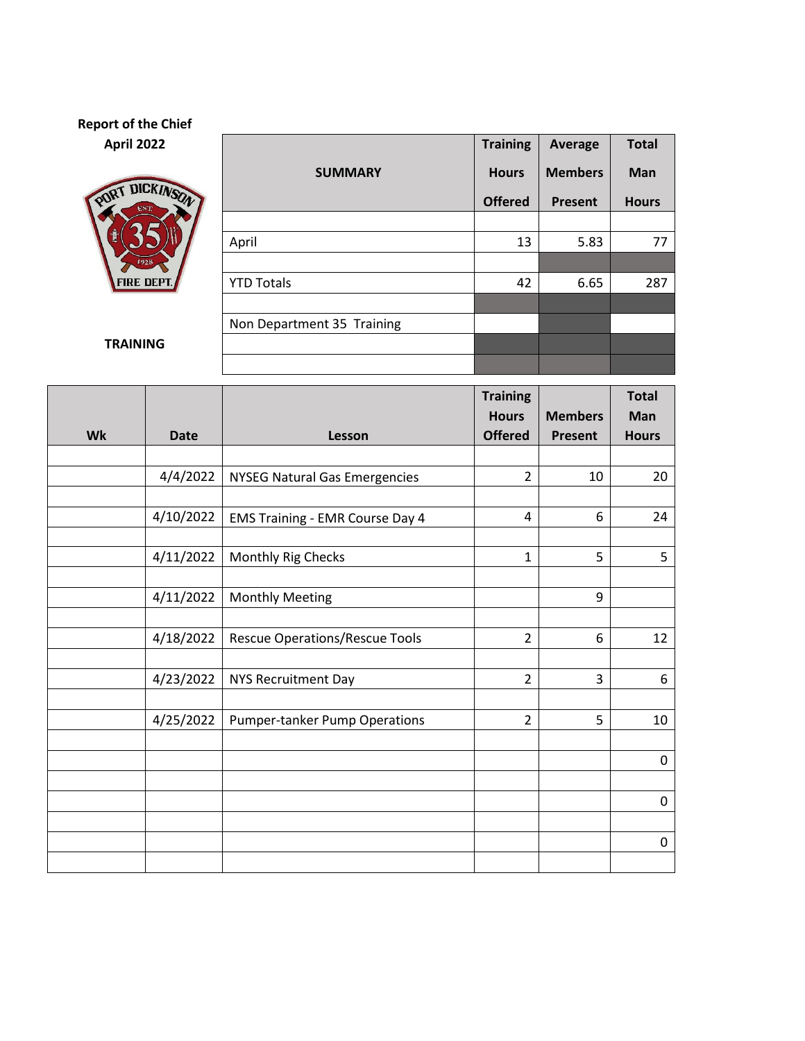**Report of the Chief**

**April 2022**

| SUMMARY | Training Hours Offered | Average Members Present | Total Man Hours |
|---|---|---|---|
| | | | |
| April | 13 | 5.83 | 77 |
| | | | |
| YTD Totals | 42 | 6.65 | 287 |
| | | | |
| Non Department 35 Training | | | |
| | | | |
| | | | |

**TRAINING**

| Wk | Date | Lesson | Training Hours Offered | Members Present | Total Man Hours |
|---|---|---|---|---|---|
| | | | | | |
| | 4/4/2022 | NYSEG Natural Gas Emergencies | 2 | 10 | 20 |
| | | | | | |
| | 4/10/2022 | EMS Training - EMR Course Day 4 | 4 | 6 | 24 |
| | | | | | |
| | 4/11/2022 | Monthly Rig Checks | 1 | 5 | 5 |
| | | | | | |
| | 4/11/2022 | Monthly Meeting | | 9 | |
| | | | | | |
| | 4/18/2022 | Rescue Operations/Rescue Tools | 2 | 6 | 12 |
| | | | | | |
| | 4/23/2022 | NYS Recruitment Day | 2 | 3 | 6 |
| | | | | | |
| | 4/25/2022 | Pumper-tanker Pump Operations | 2 | 5 | 10 |
| | | | | | |
| | | | | | 0 |
| | | | | | |
| | | | | | 0 |
| | | | | | |
| | | | | | 0 |
| | | | | | |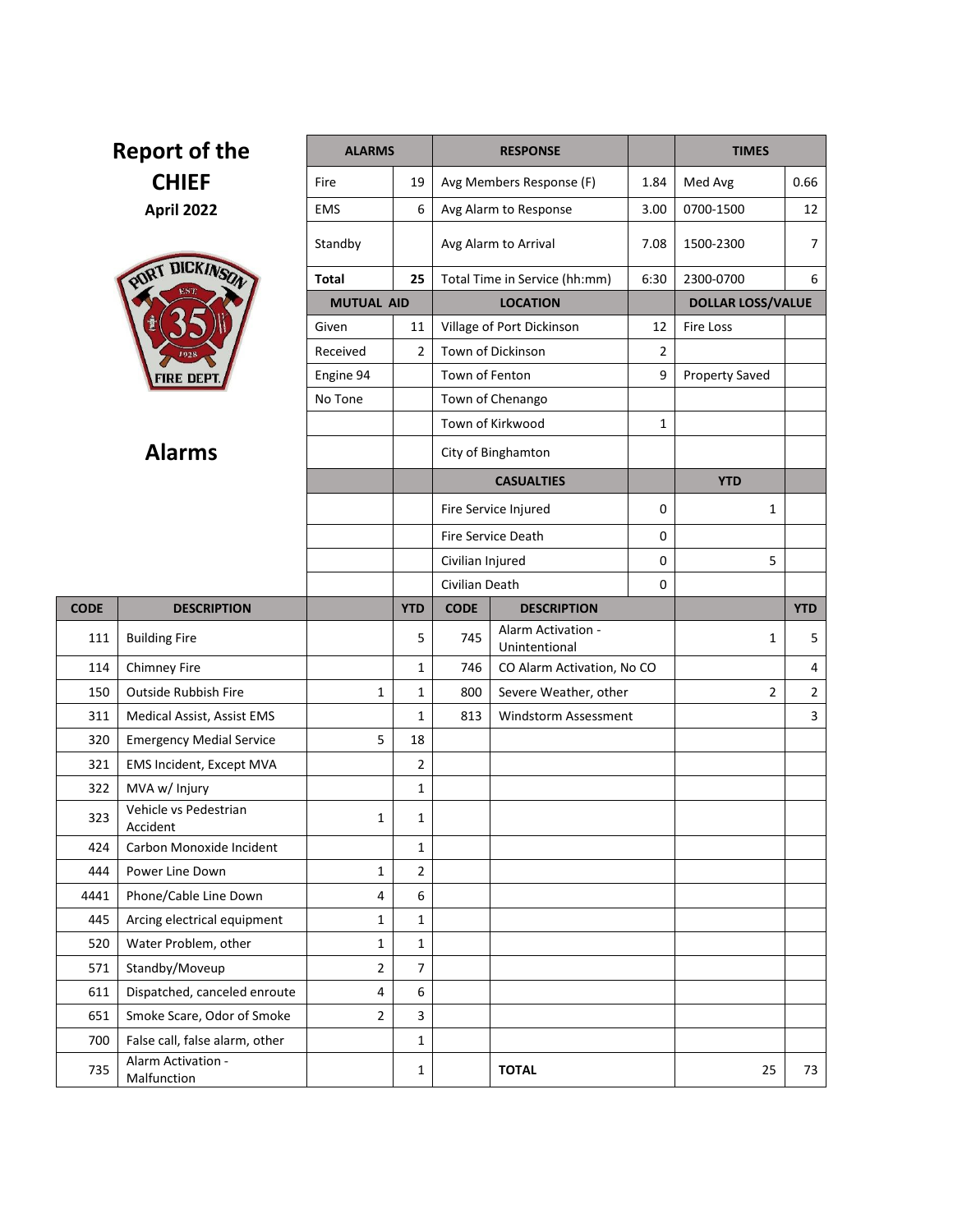# Report of the CHIEF

**April 2022**

## Alarms

| ALARMS | | RESPONSE | | TIMES | |
|---|---|---|---|---|---|
| Fire | 19 | Avg Members Response (F) | 1.84 | Med Avg | 0.66 |
| EMS | 6 | Avg Alarm to Response | 3.00 | 0700-1500 | 12 |
| Standby | | Avg Alarm to Arrival | 7.08 | 1500-2300 | 7 |
| **Total** | **25** | Total Time in Service (hh:mm) | 6:30 | 2300-0700 | 6 |
| **MUTUAL AID** | | **LOCATION** | | **DOLLAR LOSS/VALUE** | |
| Given | 11 | Village of Port Dickinson | 12 | Fire Loss | |
| Received | 2 | Town of Dickinson | 2 | | |
| Engine 94 | | Town of Fenton | 9 | Property Saved | |
| No Tone | | Town of Chenango | | | |
| | | Town of Kirkwood | 1 | | |
| | | City of Binghamton | | | |
| | | **CASUALTIES** | | **YTD** | |
| | | Fire Service Injured | 0 | 1 | |
| | | Fire Service Death | 0 | | |
| | | Civilian Injured | 0 | 5 | |
| | | Civilian Death | 0 | | |

| CODE | DESCRIPTION | | YTD | CODE | DESCRIPTION | | YTD |
|---|---|---|---|---|---|---|---|
| 111 | Building Fire | | 5 | 745 | Alarm Activation - Unintentional | 1 | 5 |
| 114 | Chimney Fire | | 1 | 746 | CO Alarm Activation, No CO | | 4 |
| 150 | Outside Rubbish Fire | 1 | 1 | 800 | Severe Weather, other | 2 | 2 |
| 311 | Medical Assist, Assist EMS | | 1 | 813 | Windstorm Assessment | | 3 |
| 320 | Emergency Medial Service | 5 | 18 | | | | |
| 321 | EMS Incident, Except MVA | | 2 | | | | |
| 322 | MVA w/ Injury | | 1 | | | | |
| 323 | Vehicle vs Pedestrian Accident | 1 | 1 | | | | |
| 424 | Carbon Monoxide Incident | | 1 | | | | |
| 444 | Power Line Down | 1 | 2 | | | | |
| 4441 | Phone/Cable Line Down | 4 | 6 | | | | |
| 445 | Arcing electrical equipment | 1 | 1 | | | | |
| 520 | Water Problem, other | 1 | 1 | | | | |
| 571 | Standby/Moveup | 2 | 7 | | | | |
| 611 | Dispatched, canceled enroute | 4 | 6 | | | | |
| 651 | Smoke Scare, Odor of Smoke | 2 | 3 | | | | |
| 700 | False call, false alarm, other | | 1 | | | | |
| 735 | Alarm Activation - Malfunction | | 1 | | **TOTAL** | 25 | 73 |